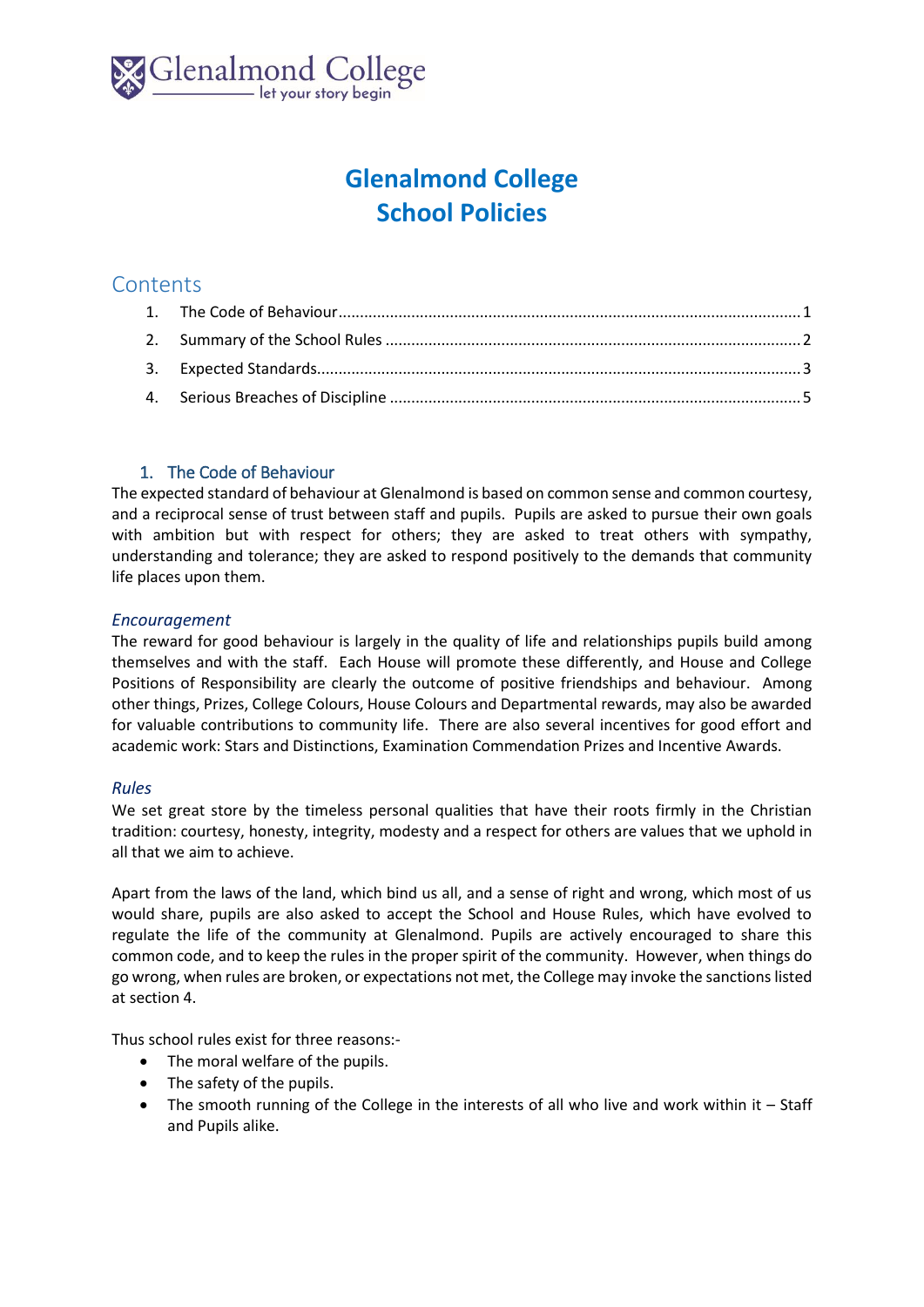Glenalmond College
let your story begin

# Glenalmond College
# School Policies

## Contents

1. The Code of Behaviour ............ 1
2. Summary of the School Rules ............ 2
3. Expected Standards ............ 3
4. Serious Breaches of Discipline ............ 5

## 1. The Code of Behaviour

The expected standard of behaviour at Glenalmond is based on common sense and common courtesy, and a reciprocal sense of trust between staff and pupils. Pupils are asked to pursue their own goals with ambition but with respect for others; they are asked to treat others with sympathy, understanding and tolerance; they are asked to respond positively to the demands that community life places upon them.

### *Encouragement*

The reward for good behaviour is largely in the quality of life and relationships pupils build among themselves and with the staff. Each House will promote these differently, and House and College Positions of Responsibility are clearly the outcome of positive friendships and behaviour. Among other things, Prizes, College Colours, House Colours and Departmental rewards, may also be awarded for valuable contributions to community life. There are also several incentives for good effort and academic work: Stars and Distinctions, Examination Commendation Prizes and Incentive Awards.

### *Rules*

We set great store by the timeless personal qualities that have their roots firmly in the Christian tradition: courtesy, honesty, integrity, modesty and a respect for others are values that we uphold in all that we aim to achieve.

Apart from the laws of the land, which bind us all, and a sense of right and wrong, which most of us would share, pupils are also asked to accept the School and House Rules, which have evolved to regulate the life of the community at Glenalmond. Pupils are actively encouraged to share this common code, and to keep the rules in the proper spirit of the community. However, when things do go wrong, when rules are broken, or expectations not met, the College may invoke the sanctions listed at section 4.

Thus school rules exist for three reasons:-

- The moral welfare of the pupils.
- The safety of the pupils.
- The smooth running of the College in the interests of all who live and work within it – Staff and Pupils alike.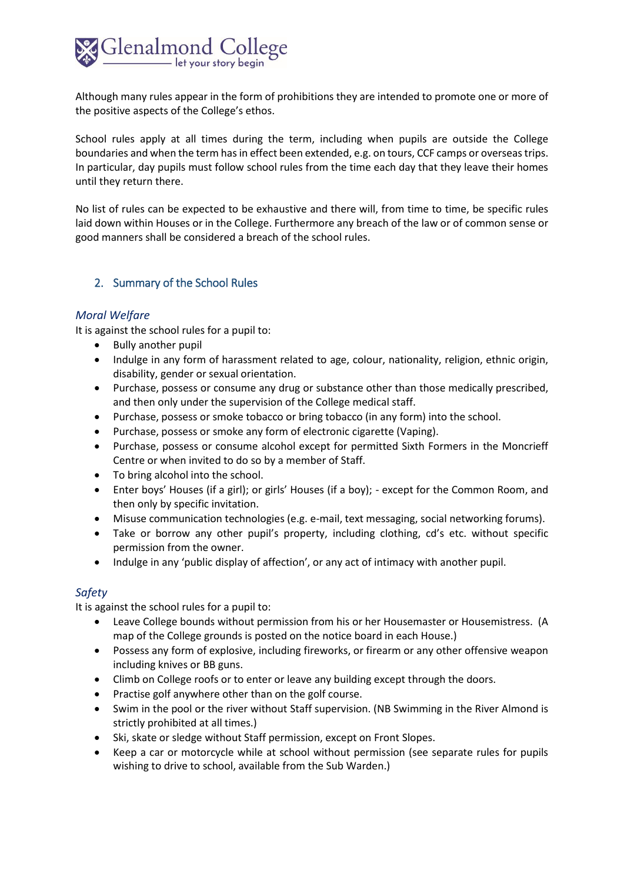Although many rules appear in the form of prohibitions they are intended to promote one or more of the positive aspects of the College's ethos.

School rules apply at all times during the term, including when pupils are outside the College boundaries and when the term has in effect been extended, e.g. on tours, CCF camps or overseas trips. In particular, day pupils must follow school rules from the time each day that they leave their homes until they return there.

No list of rules can be expected to be exhaustive and there will, from time to time, be specific rules laid down within Houses or in the College. Furthermore any breach of the law or of common sense or good manners shall be considered a breach of the school rules.

## 2. Summary of the School Rules

### *Moral Welfare*

It is against the school rules for a pupil to:

- Bully another pupil
- Indulge in any form of harassment related to age, colour, nationality, religion, ethnic origin, disability, gender or sexual orientation.
- Purchase, possess or consume any drug or substance other than those medically prescribed, and then only under the supervision of the College medical staff.
- Purchase, possess or smoke tobacco or bring tobacco (in any form) into the school.
- Purchase, possess or smoke any form of electronic cigarette (Vaping).
- Purchase, possess or consume alcohol except for permitted Sixth Formers in the Moncrieff Centre or when invited to do so by a member of Staff.
- To bring alcohol into the school.
- Enter boys' Houses (if a girl); or girls' Houses (if a boy); - except for the Common Room, and then only by specific invitation.
- Misuse communication technologies (e.g. e-mail, text messaging, social networking forums).
- Take or borrow any other pupil's property, including clothing, cd's etc. without specific permission from the owner.
- Indulge in any 'public display of affection', or any act of intimacy with another pupil.

### *Safety*

It is against the school rules for a pupil to:

- Leave College bounds without permission from his or her Housemaster or Housemistress. (A map of the College grounds is posted on the notice board in each House.)
- Possess any form of explosive, including fireworks, or firearm or any other offensive weapon including knives or BB guns.
- Climb on College roofs or to enter or leave any building except through the doors.
- Practise golf anywhere other than on the golf course.
- Swim in the pool or the river without Staff supervision. (NB Swimming in the River Almond is strictly prohibited at all times.)
- Ski, skate or sledge without Staff permission, except on Front Slopes.
- Keep a car or motorcycle while at school without permission (see separate rules for pupils wishing to drive to school, available from the Sub Warden.)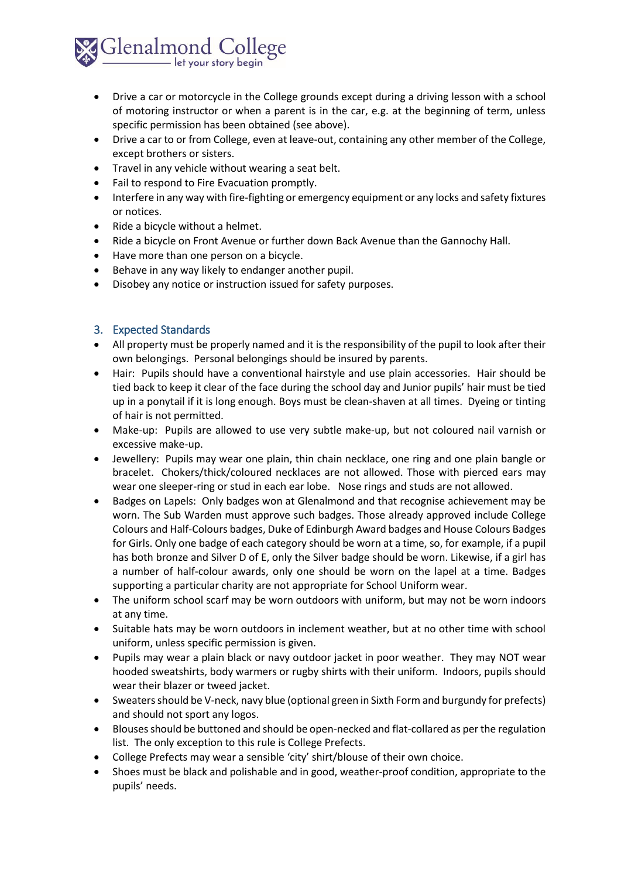- Drive a car or motorcycle in the College grounds except during a driving lesson with a school of motoring instructor or when a parent is in the car, e.g. at the beginning of term, unless specific permission has been obtained (see above).
- Drive a car to or from College, even at leave-out, containing any other member of the College, except brothers or sisters.
- Travel in any vehicle without wearing a seat belt.
- Fail to respond to Fire Evacuation promptly.
- Interfere in any way with fire-fighting or emergency equipment or any locks and safety fixtures or notices.
- Ride a bicycle without a helmet.
- Ride a bicycle on Front Avenue or further down Back Avenue than the Gannochy Hall.
- Have more than one person on a bicycle.
- Behave in any way likely to endanger another pupil.
- Disobey any notice or instruction issued for safety purposes.

## 3. Expected Standards

- All property must be properly named and it is the responsibility of the pupil to look after their own belongings. Personal belongings should be insured by parents.
- Hair: Pupils should have a conventional hairstyle and use plain accessories. Hair should be tied back to keep it clear of the face during the school day and Junior pupils' hair must be tied up in a ponytail if it is long enough. Boys must be clean-shaven at all times. Dyeing or tinting of hair is not permitted.
- Make-up: Pupils are allowed to use very subtle make-up, but not coloured nail varnish or excessive make-up.
- Jewellery: Pupils may wear one plain, thin chain necklace, one ring and one plain bangle or bracelet. Chokers/thick/coloured necklaces are not allowed. Those with pierced ears may wear one sleeper-ring or stud in each ear lobe. Nose rings and studs are not allowed.
- Badges on Lapels: Only badges won at Glenalmond and that recognise achievement may be worn. The Sub Warden must approve such badges. Those already approved include College Colours and Half-Colours badges, Duke of Edinburgh Award badges and House Colours Badges for Girls. Only one badge of each category should be worn at a time, so, for example, if a pupil has both bronze and Silver D of E, only the Silver badge should be worn. Likewise, if a girl has a number of half-colour awards, only one should be worn on the lapel at a time. Badges supporting a particular charity are not appropriate for School Uniform wear.
- The uniform school scarf may be worn outdoors with uniform, but may not be worn indoors at any time.
- Suitable hats may be worn outdoors in inclement weather, but at no other time with school uniform, unless specific permission is given.
- Pupils may wear a plain black or navy outdoor jacket in poor weather. They may NOT wear hooded sweatshirts, body warmers or rugby shirts with their uniform. Indoors, pupils should wear their blazer or tweed jacket.
- Sweaters should be V-neck, navy blue (optional green in Sixth Form and burgundy for prefects) and should not sport any logos.
- Blouses should be buttoned and should be open-necked and flat-collared as per the regulation list. The only exception to this rule is College Prefects.
- College Prefects may wear a sensible 'city' shirt/blouse of their own choice.
- Shoes must be black and polishable and in good, weather-proof condition, appropriate to the pupils' needs.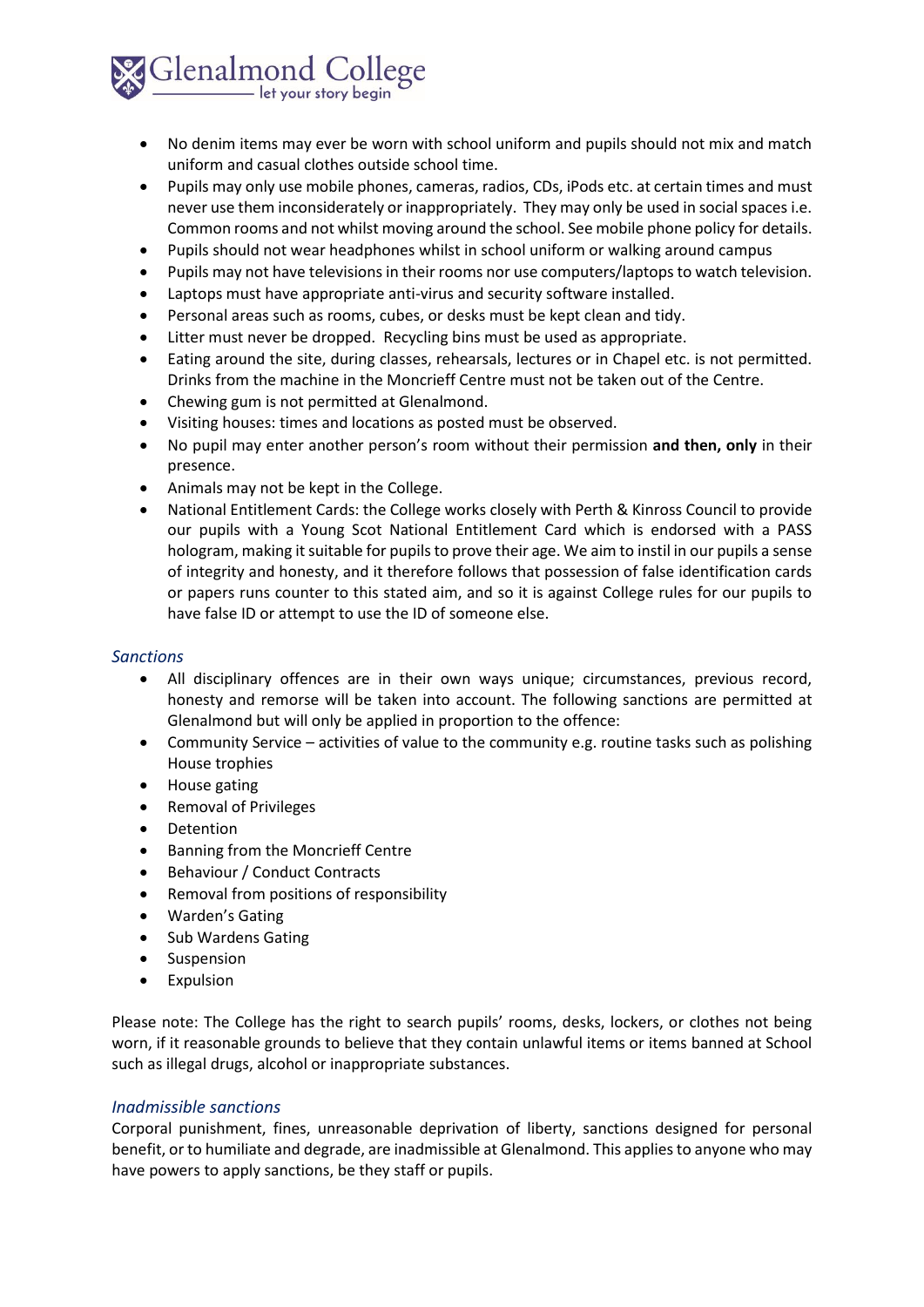- No denim items may ever be worn with school uniform and pupils should not mix and match uniform and casual clothes outside school time.
- Pupils may only use mobile phones, cameras, radios, CDs, iPods etc. at certain times and must never use them inconsiderately or inappropriately. They may only be used in social spaces i.e. Common rooms and not whilst moving around the school. See mobile phone policy for details.
- Pupils should not wear headphones whilst in school uniform or walking around campus
- Pupils may not have televisions in their rooms nor use computers/laptops to watch television.
- Laptops must have appropriate anti-virus and security software installed.
- Personal areas such as rooms, cubes, or desks must be kept clean and tidy.
- Litter must never be dropped. Recycling bins must be used as appropriate.
- Eating around the site, during classes, rehearsals, lectures or in Chapel etc. is not permitted. Drinks from the machine in the Moncrieff Centre must not be taken out of the Centre.
- Chewing gum is not permitted at Glenalmond.
- Visiting houses: times and locations as posted must be observed.
- No pupil may enter another person's room without their permission **and then, only** in their presence.
- Animals may not be kept in the College.
- National Entitlement Cards: the College works closely with Perth & Kinross Council to provide our pupils with a Young Scot National Entitlement Card which is endorsed with a PASS hologram, making it suitable for pupils to prove their age. We aim to instil in our pupils a sense of integrity and honesty, and it therefore follows that possession of false identification cards or papers runs counter to this stated aim, and so it is against College rules for our pupils to have false ID or attempt to use the ID of someone else.

### *Sanctions*

- All disciplinary offences are in their own ways unique; circumstances, previous record, honesty and remorse will be taken into account. The following sanctions are permitted at Glenalmond but will only be applied in proportion to the offence:
- Community Service – activities of value to the community e.g. routine tasks such as polishing House trophies
- House gating
- Removal of Privileges
- Detention
- Banning from the Moncrieff Centre
- Behaviour / Conduct Contracts
- Removal from positions of responsibility
- Warden's Gating
- Sub Wardens Gating
- Suspension
- Expulsion

Please note: The College has the right to search pupils' rooms, desks, lockers, or clothes not being worn, if it reasonable grounds to believe that they contain unlawful items or items banned at School such as illegal drugs, alcohol or inappropriate substances.

### *Inadmissible sanctions*

Corporal punishment, fines, unreasonable deprivation of liberty, sanctions designed for personal benefit, or to humiliate and degrade, are inadmissible at Glenalmond. This applies to anyone who may have powers to apply sanctions, be they staff or pupils.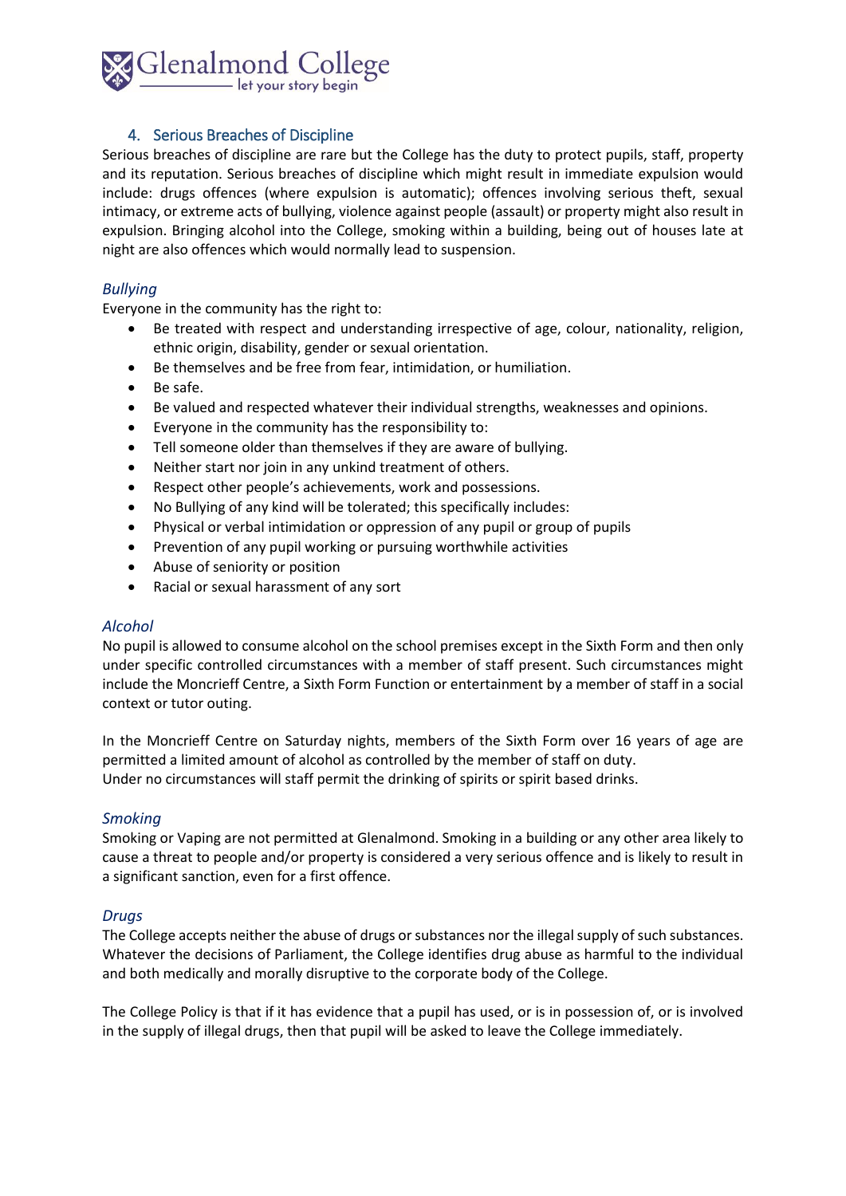## 4. Serious Breaches of Discipline

Serious breaches of discipline are rare but the College has the duty to protect pupils, staff, property and its reputation. Serious breaches of discipline which might result in immediate expulsion would include: drugs offences (where expulsion is automatic); offences involving serious theft, sexual intimacy, or extreme acts of bullying, violence against people (assault) or property might also result in expulsion. Bringing alcohol into the College, smoking within a building, being out of houses late at night are also offences which would normally lead to suspension.

### *Bullying*

Everyone in the community has the right to:

- Be treated with respect and understanding irrespective of age, colour, nationality, religion, ethnic origin, disability, gender or sexual orientation.
- Be themselves and be free from fear, intimidation, or humiliation.
- Be safe.
- Be valued and respected whatever their individual strengths, weaknesses and opinions.
- Everyone in the community has the responsibility to:
- Tell someone older than themselves if they are aware of bullying.
- Neither start nor join in any unkind treatment of others.
- Respect other people's achievements, work and possessions.
- No Bullying of any kind will be tolerated; this specifically includes:
- Physical or verbal intimidation or oppression of any pupil or group of pupils
- Prevention of any pupil working or pursuing worthwhile activities
- Abuse of seniority or position
- Racial or sexual harassment of any sort

### *Alcohol*

No pupil is allowed to consume alcohol on the school premises except in the Sixth Form and then only under specific controlled circumstances with a member of staff present. Such circumstances might include the Moncrieff Centre, a Sixth Form Function or entertainment by a member of staff in a social context or tutor outing.

In the Moncrieff Centre on Saturday nights, members of the Sixth Form over 16 years of age are permitted a limited amount of alcohol as controlled by the member of staff on duty.
Under no circumstances will staff permit the drinking of spirits or spirit based drinks.

### *Smoking*

Smoking or Vaping are not permitted at Glenalmond. Smoking in a building or any other area likely to cause a threat to people and/or property is considered a very serious offence and is likely to result in a significant sanction, even for a first offence.

### *Drugs*

The College accepts neither the abuse of drugs or substances nor the illegal supply of such substances. Whatever the decisions of Parliament, the College identifies drug abuse as harmful to the individual and both medically and morally disruptive to the corporate body of the College.

The College Policy is that if it has evidence that a pupil has used, or is in possession of, or is involved in the supply of illegal drugs, then that pupil will be asked to leave the College immediately.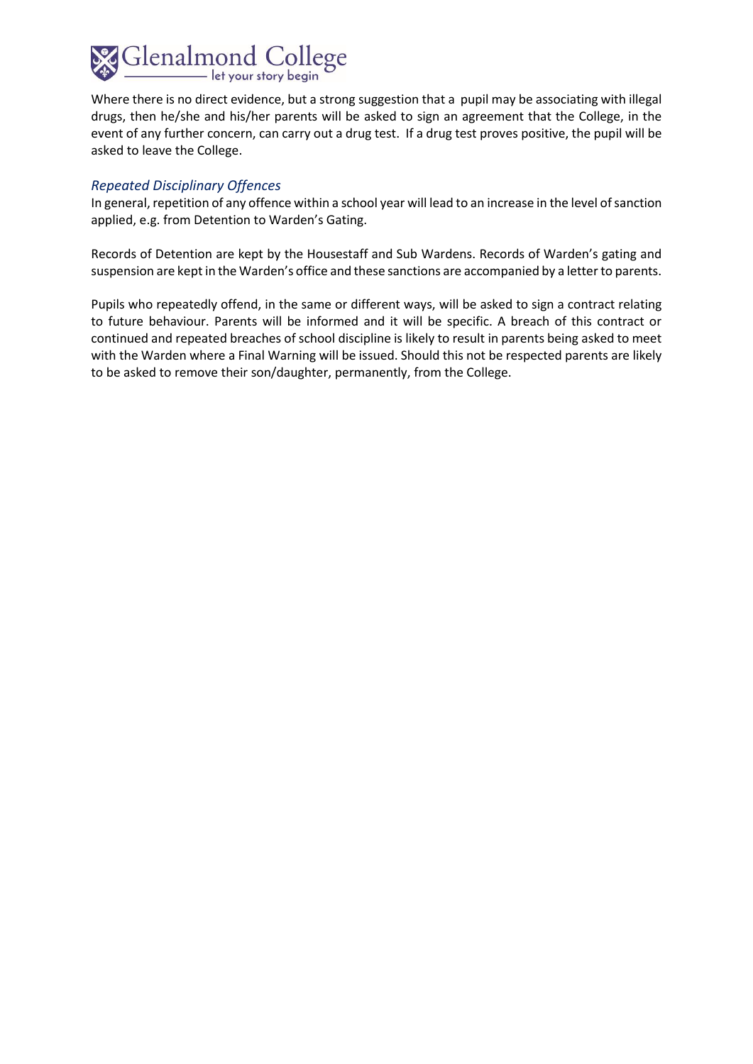Where there is no direct evidence, but a strong suggestion that a pupil may be associating with illegal drugs, then he/she and his/her parents will be asked to sign an agreement that the College, in the event of any further concern, can carry out a drug test. If a drug test proves positive, the pupil will be asked to leave the College.

### *Repeated Disciplinary Offences*

In general, repetition of any offence within a school year will lead to an increase in the level of sanction applied, e.g. from Detention to Warden's Gating.

Records of Detention are kept by the Housestaff and Sub Wardens. Records of Warden's gating and suspension are kept in the Warden's office and these sanctions are accompanied by a letter to parents.

Pupils who repeatedly offend, in the same or different ways, will be asked to sign a contract relating to future behaviour. Parents will be informed and it will be specific. A breach of this contract or continued and repeated breaches of school discipline is likely to result in parents being asked to meet with the Warden where a Final Warning will be issued. Should this not be respected parents are likely to be asked to remove their son/daughter, permanently, from the College.